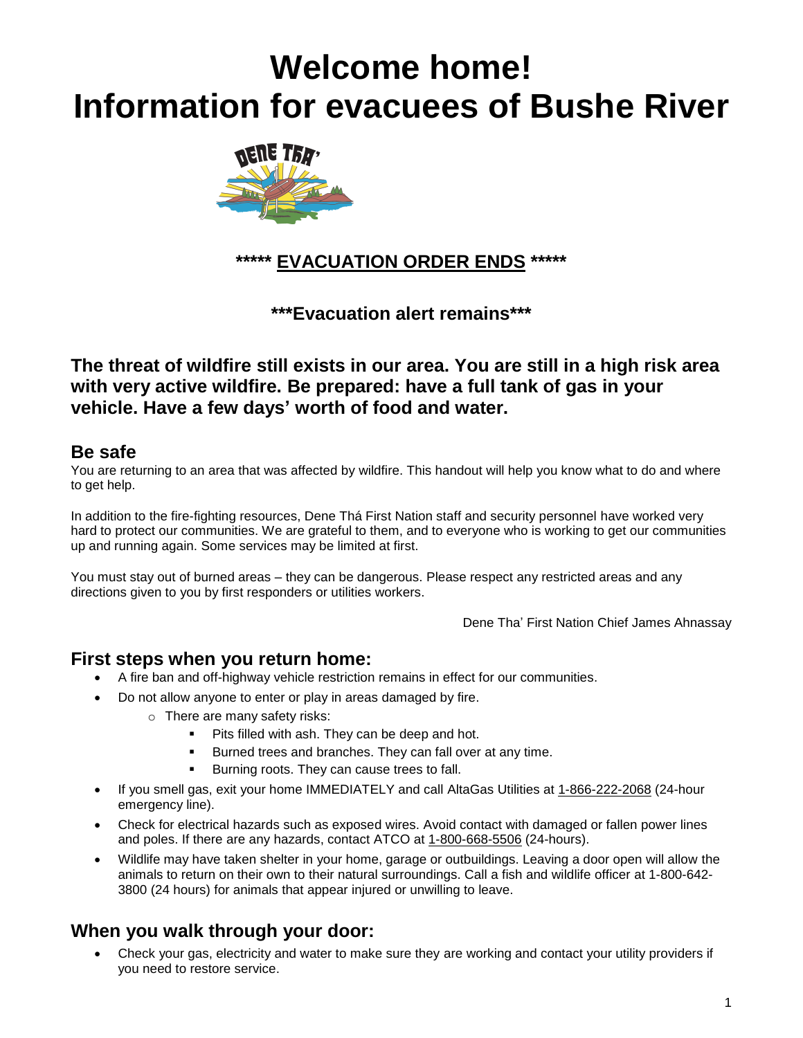# Welcome home!
# Information for evacuees of Bushe River

**\*\*\*\*\* EVACUATION ORDER ENDS \*\*\*\*\***

**\*\*\*Evacuation alert remains\*\*\***

### The threat of wildfire still exists in our area. You are still in a high risk area with very active wildfire. Be prepared: have a full tank of gas in your vehicle. Have a few days' worth of food and water.

## Be safe

You are returning to an area that was affected by wildfire. This handout will help you know what to do and where to get help.

In addition to the fire-fighting resources, Dene Thá First Nation staff and security personnel have worked very hard to protect our communities. We are grateful to them, and to everyone who is working to get our communities up and running again. Some services may be limited at first.

You must stay out of burned areas – they can be dangerous. Please respect any restricted areas and any directions given to you by first responders or utilities workers.

Dene Tha' First Nation Chief James Ahnassay

## First steps when you return home:

- A fire ban and off-highway vehicle restriction remains in effect for our communities.
- Do not allow anyone to enter or play in areas damaged by fire.
  - There are many safety risks:
    - Pits filled with ash. They can be deep and hot.
    - Burned trees and branches. They can fall over at any time.
    - Burning roots. They can cause trees to fall.
- If you smell gas, exit your home IMMEDIATELY and call AltaGas Utilities at 1-866-222-2068 (24-hour emergency line).
- Check for electrical hazards such as exposed wires. Avoid contact with damaged or fallen power lines and poles. If there are any hazards, contact ATCO at 1-800-668-5506 (24-hours).
- Wildlife may have taken shelter in your home, garage or outbuildings. Leaving a door open will allow the animals to return on their own to their natural surroundings. Call a fish and wildlife officer at 1-800-642-3800 (24 hours) for animals that appear injured or unwilling to leave.

## When you walk through your door:

- Check your gas, electricity and water to make sure they are working and contact your utility providers if you need to restore service.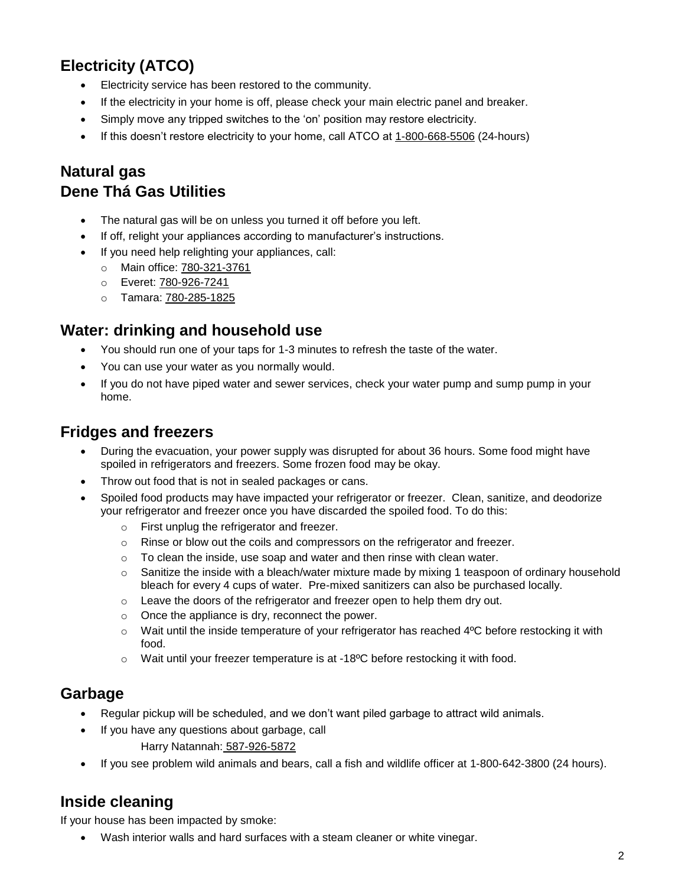## Electricity (ATCO)

- Electricity service has been restored to the community.
- If the electricity in your home is off, please check your main electric panel and breaker.
- Simply move any tripped switches to the 'on' position may restore electricity.
- If this doesn't restore electricity to your home, call ATCO at 1-800-668-5506 (24-hours)

## Natural gas
## Dene Thá Gas Utilities

- The natural gas will be on unless you turned it off before you left.
- If off, relight your appliances according to manufacturer's instructions.
- If you need help relighting your appliances, call:
  - Main office: 780-321-3761
  - Everet: 780-926-7241
  - Tamara: 780-285-1825

## Water: drinking and household use

- You should run one of your taps for 1-3 minutes to refresh the taste of the water.
- You can use your water as you normally would.
- If you do not have piped water and sewer services, check your water pump and sump pump in your home.

## Fridges and freezers

- During the evacuation, your power supply was disrupted for about 36 hours. Some food might have spoiled in refrigerators and freezers. Some frozen food may be okay.
- Throw out food that is not in sealed packages or cans.
- Spoiled food products may have impacted your refrigerator or freezer. Clean, sanitize, and deodorize your refrigerator and freezer once you have discarded the spoiled food. To do this:
  - First unplug the refrigerator and freezer.
  - Rinse or blow out the coils and compressors on the refrigerator and freezer.
  - To clean the inside, use soap and water and then rinse with clean water.
  - Sanitize the inside with a bleach/water mixture made by mixing 1 teaspoon of ordinary household bleach for every 4 cups of water. Pre-mixed sanitizers can also be purchased locally.
  - Leave the doors of the refrigerator and freezer open to help them dry out.
  - Once the appliance is dry, reconnect the power.
  - Wait until the inside temperature of your refrigerator has reached 4ºC before restocking it with food.
  - Wait until your freezer temperature is at -18ºC before restocking it with food.

## Garbage

- Regular pickup will be scheduled, and we don't want piled garbage to attract wild animals.
- If you have any questions about garbage, call
  Harry Natannah: 587-926-5872
- If you see problem wild animals and bears, call a fish and wildlife officer at 1-800-642-3800 (24 hours).

## Inside cleaning

If your house has been impacted by smoke:

- Wash interior walls and hard surfaces with a steam cleaner or white vinegar.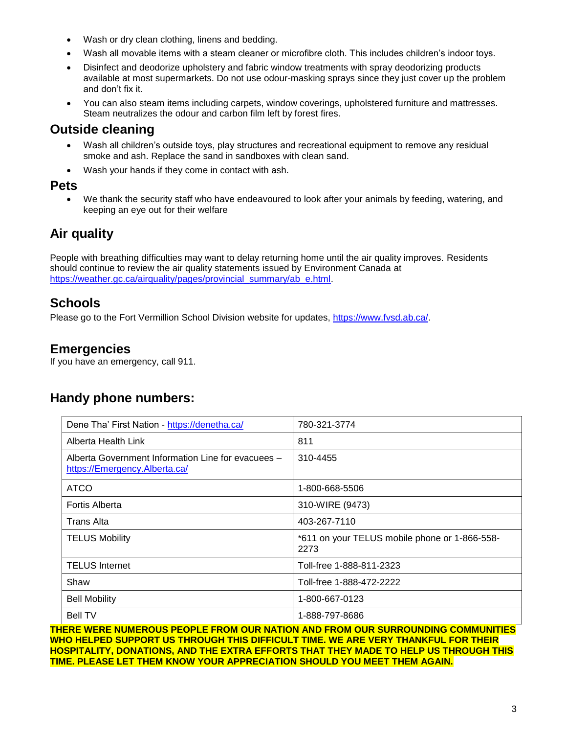- Wash or dry clean clothing, linens and bedding.
- Wash all movable items with a steam cleaner or microfibre cloth. This includes children's indoor toys.
- Disinfect and deodorize upholstery and fabric window treatments with spray deodorizing products available at most supermarkets. Do not use odour-masking sprays since they just cover up the problem and don't fix it.
- You can also steam items including carpets, window coverings, upholstered furniture and mattresses. Steam neutralizes the odour and carbon film left by forest fires.

## Outside cleaning

- Wash all children's outside toys, play structures and recreational equipment to remove any residual smoke and ash. Replace the sand in sandboxes with clean sand.
- Wash your hands if they come in contact with ash.

## Pets

- We thank the security staff who have endeavoured to look after your animals by feeding, watering, and keeping an eye out for their welfare

## Air quality

People with breathing difficulties may want to delay returning home until the air quality improves. Residents should continue to review the air quality statements issued by Environment Canada at https://weather.gc.ca/airquality/pages/provincial_summary/ab_e.html.

## Schools

Please go to the Fort Vermillion School Division website for updates, https://www.fvsd.ab.ca/.

## Emergencies

If you have an emergency, call 911.

## Handy phone numbers:

| | |
|---|---|
| Dene Tha' First Nation - https://denetha.ca/ | 780-321-3774 |
| Alberta Health Link | 811 |
| Alberta Government Information Line for evacuees – https://Emergency.Alberta.ca/ | 310-4455 |
| ATCO | 1-800-668-5506 |
| Fortis Alberta | 310-WIRE (9473) |
| Trans Alta | 403-267-7110 |
| TELUS Mobility | *611 on your TELUS mobile phone or 1-866-558-2273 |
| TELUS Internet | Toll-free 1-888-811-2323 |
| Shaw | Toll-free 1-888-472-2222 |
| Bell Mobility | 1-800-667-0123 |
| Bell TV | 1-888-797-8686 |

**THERE WERE NUMEROUS PEOPLE FROM OUR NATION AND FROM OUR SURROUNDING COMMUNITIES WHO HELPED SUPPORT US THROUGH THIS DIFFICULT TIME. WE ARE VERY THANKFUL FOR THEIR HOSPITALITY, DONATIONS, AND THE EXTRA EFFORTS THAT THEY MADE TO HELP US THROUGH THIS TIME. PLEASE LET THEM KNOW YOUR APPRECIATION SHOULD YOU MEET THEM AGAIN.**